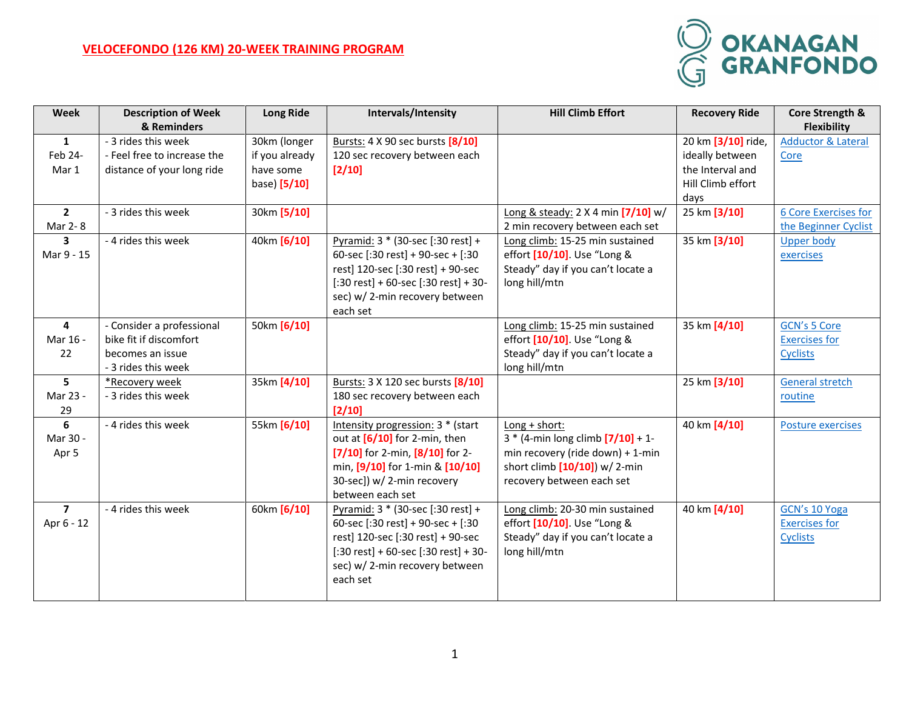# VELOCEFONDO (126 KM) 20-WEEK TRAINING PROGRAM

OKANAGAN GRANFONDO

| Week | Description of Week & Reminders | Long Ride | Intervals/Intensity | Hill Climb Effort | Recovery Ride | Core Strength & Flexibility |
|---|---|---|---|---|---|---|
| **1** Feb 24- Mar 1 | - 3 rides this week<br>- Feel free to increase the distance of your long ride | 30km (longer if you already have some base) **[5/10]** | Bursts: 4 X 90 sec bursts **[8/10]** 120 sec recovery between each **[2/10]** | | 20 km **[3/10]** ride, ideally between the Interval and Hill Climb effort days | Adductor & Lateral Core |
| **2** Mar 2- 8 | - 3 rides this week | 30km **[5/10]** | | Long & steady: 2 X 4 min **[7/10]** w/ 2 min recovery between each set | 25 km **[3/10]** | 6 Core Exercises for the Beginner Cyclist |
| **3** Mar 9 - 15 | - 4 rides this week | 40km **[6/10]** | Pyramid: 3 * (30-sec [:30 rest] + 60-sec [:30 rest] + 90-sec + [:30 rest] 120-sec [:30 rest] + 90-sec [:30 rest] + 60-sec [:30 rest] + 30-sec) w/ 2-min recovery between each set | Long climb: 15-25 min sustained effort **[10/10]**. Use "Long & Steady" day if you can't locate a long hill/mtn | 35 km **[3/10]** | Upper body exercises |
| **4** Mar 16 - 22 | - Consider a professional bike fit if discomfort becomes an issue<br>- 3 rides this week | 50km **[6/10]** | | Long climb: 15-25 min sustained effort **[10/10]**. Use "Long & Steady" day if you can't locate a long hill/mtn | 35 km **[4/10]** | GCN's 5 Core Exercises for Cyclists |
| **5** Mar 23 - 29 | *Recovery week<br>- 3 rides this week | 35km **[4/10]** | Bursts: 3 X 120 sec bursts **[8/10]** 180 sec recovery between each **[2/10]** | | 25 km **[3/10]** | General stretch routine |
| **6** Mar 30 - Apr 5 | - 4 rides this week | 55km **[6/10]** | Intensity progression: 3 * (start out at **[6/10]** for 2-min, then **[7/10]** for 2-min, **[8/10]** for 2-min, **[9/10]** for 1-min & **[10/10]** 30-sec]) w/ 2-min recovery between each set | Long + short:<br>3 * (4-min long climb **[7/10]** + 1-min recovery (ride down) + 1-min short climb **[10/10]**) w/ 2-min recovery between each set | 40 km **[4/10]** | Posture exercises |
| **7** Apr 6 - 12 | - 4 rides this week | 60km **[6/10]** | Pyramid: 3 * (30-sec [:30 rest] + 60-sec [:30 rest] + 90-sec + [:30 rest] 120-sec [:30 rest] + 90-sec [:30 rest] + 60-sec [:30 rest] + 30-sec) w/ 2-min recovery between each set | Long climb: 20-30 min sustained effort **[10/10]**. Use "Long & Steady" day if you can't locate a long hill/mtn | 40 km **[4/10]** | GCN's 10 Yoga Exercises for Cyclists |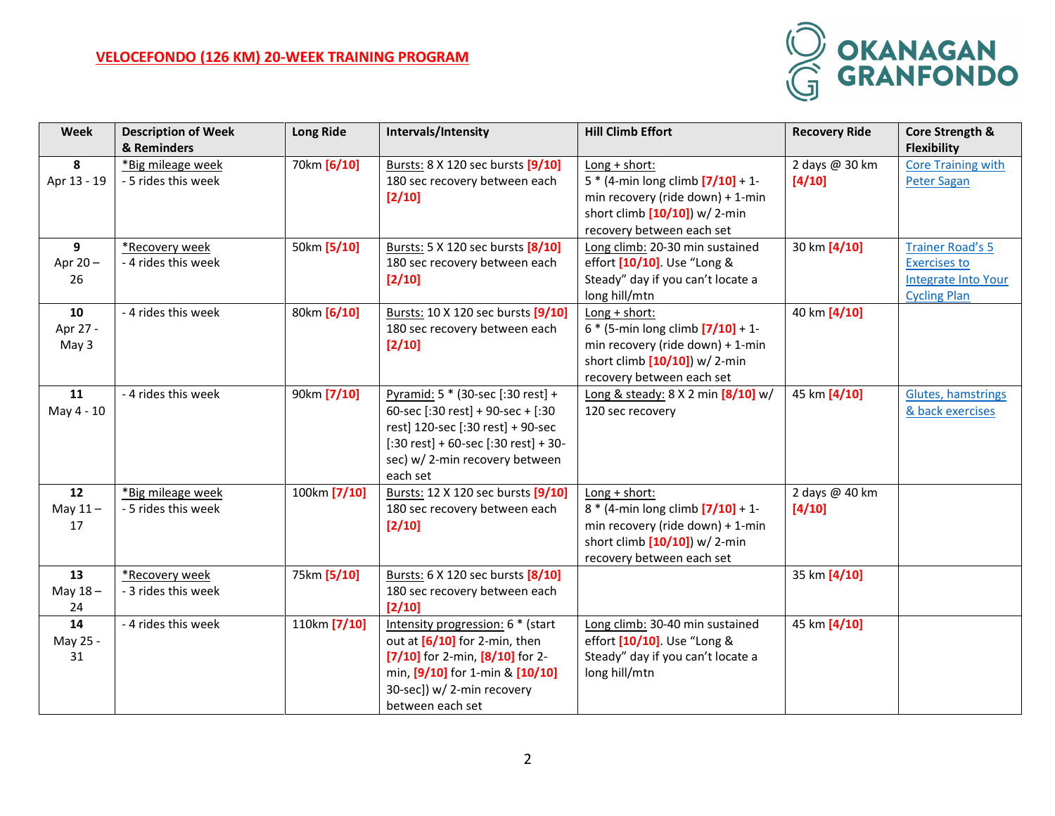VELOCEFONDO (126 KM) 20-WEEK TRAINING PROGRAM

| Week | Description of Week & Reminders | Long Ride | Intervals/Intensity | Hill Climb Effort | Recovery Ride | Core Strength & Flexibility |
|---|---|---|---|---|---|---|
| 8<br>Apr 13 - 19 | *Big mileage week<br>- 5 rides this week | 70km [6/10] | Bursts: 8 X 120 sec bursts [9/10] 180 sec recovery between each [2/10] | Long + short: 5 * (4-min long climb [7/10] + 1-min recovery (ride down) + 1-min short climb [10/10]) w/ 2-min recovery between each set | 2 days @ 30 km [4/10] | Core Training with Peter Sagan |
| 9<br>Apr 20 – 26 | *Recovery week<br>- 4 rides this week | 50km [5/10] | Bursts: 5 X 120 sec bursts [8/10] 180 sec recovery between each [2/10] | Long climb: 20-30 min sustained effort [10/10]. Use "Long & Steady" day if you can't locate a long hill/mtn | 30 km [4/10] | Trainer Road's 5 Exercises to Integrate Into Your Cycling Plan |
| 10<br>Apr 27 - May 3 | - 4 rides this week | 80km [6/10] | Bursts: 10 X 120 sec bursts [9/10] 180 sec recovery between each [2/10] | Long + short: 6 * (5-min long climb [7/10] + 1-min recovery (ride down) + 1-min short climb [10/10]) w/ 2-min recovery between each set | 40 km [4/10] | |
| 11<br>May 4 - 10 | - 4 rides this week | 90km [7/10] | Pyramid: 5 * (30-sec [:30 rest] + 60-sec [:30 rest] + 90-sec + [:30 rest] 120-sec [:30 rest] + 90-sec [:30 rest] + 60-sec [:30 rest] + 30-sec) w/ 2-min recovery between each set | Long & steady: 8 X 2 min [8/10] w/ 120 sec recovery | 45 km [4/10] | Glutes, hamstrings & back exercises |
| 12<br>May 11 – 17 | *Big mileage week<br>- 5 rides this week | 100km [7/10] | Bursts: 12 X 120 sec bursts [9/10] 180 sec recovery between each [2/10] | Long + short: 8 * (4-min long climb [7/10] + 1-min recovery (ride down) + 1-min short climb [10/10]) w/ 2-min recovery between each set | 2 days @ 40 km [4/10] | |
| 13<br>May 18 – 24 | *Recovery week<br>- 3 rides this week | 75km [5/10] | Bursts: 6 X 120 sec bursts [8/10] 180 sec recovery between each [2/10] | | 35 km [4/10] | |
| 14<br>May 25 - 31 | - 4 rides this week | 110km [7/10] | Intensity progression: 6 * (start out at [6/10] for 2-min, then [7/10] for 2-min, [8/10] for 2-min, [9/10] for 1-min & [10/10] 30-sec]) w/ 2-min recovery between each set | Long climb: 30-40 min sustained effort [10/10]. Use "Long & Steady" day if you can't locate a long hill/mtn | 45 km [4/10] | |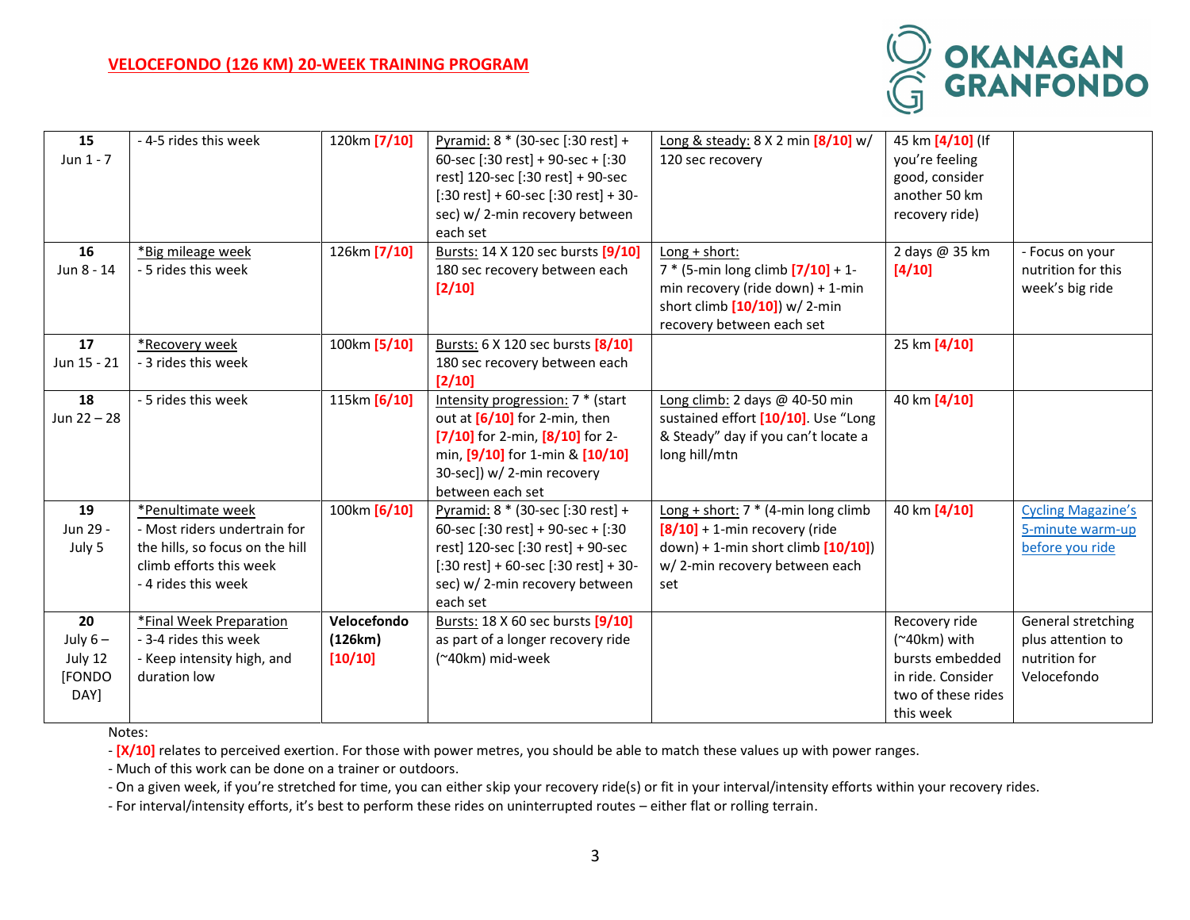## VELOCEFONDO (126 KM) 20-WEEK TRAINING PROGRAM

OKANAGAN GRANFONDO

| | | | | | | |
|---|---|---|---|---|---|---|
| 15 Jun 1 - 7 | - 4-5 rides this week | 120km [7/10] | Pyramid: 8 * (30-sec [:30 rest] + 60-sec [:30 rest] + 90-sec + [:30 rest] 120-sec [:30 rest] + 90-sec [:30 rest] + 60-sec [:30 rest] + 30-sec) w/ 2-min recovery between each set | Long & steady: 8 X 2 min [8/10] w/ 120 sec recovery | 45 km [4/10] (If you're feeling good, consider another 50 km recovery ride) | |
| 16 Jun 8 - 14 | *Big mileage week<br>- 5 rides this week | 126km [7/10] | Bursts: 14 X 120 sec bursts [9/10] 180 sec recovery between each [2/10] | Long + short:<br>7 * (5-min long climb [7/10] + 1-min recovery (ride down) + 1-min short climb [10/10]) w/ 2-min recovery between each set | 2 days @ 35 km [4/10] | - Focus on your nutrition for this week's big ride |
| 17 Jun 15 - 21 | *Recovery week<br>- 3 rides this week | 100km [5/10] | Bursts: 6 X 120 sec bursts [8/10] 180 sec recovery between each [2/10] | | 25 km [4/10] | |
| 18 Jun 22 – 28 | - 5 rides this week | 115km [6/10] | Intensity progression: 7 * (start out at [6/10] for 2-min, then [7/10] for 2-min, [8/10] for 2-min, [9/10] for 1-min & [10/10] 30-sec]) w/ 2-min recovery between each set | Long climb: 2 days @ 40-50 min sustained effort [10/10]. Use "Long & Steady" day if you can't locate a long hill/mtn | 40 km [4/10] | |
| 19 Jun 29 - July 5 | *Penultimate week<br>- Most riders undertrain for the hills, so focus on the hill climb efforts this week<br>- 4 rides this week | 100km [6/10] | Pyramid: 8 * (30-sec [:30 rest] + 60-sec [:30 rest] + 90-sec + [:30 rest] 120-sec [:30 rest] + 90-sec [:30 rest] + 60-sec [:30 rest] + 30-sec) w/ 2-min recovery between each set | Long + short: 7 * (4-min long climb [8/10] + 1-min recovery (ride down) + 1-min short climb [10/10]) w/ 2-min recovery between each set | 40 km [4/10] | Cycling Magazine's 5-minute warm-up before you ride |
| 20 July 6 – July 12 [FONDO DAY] | *Final Week Preparation<br>- 3-4 rides this week<br>- Keep intensity high, and duration low | **Velocefondo (126km) [10/10]** | Bursts: 18 X 60 sec bursts [9/10] as part of a longer recovery ride (~40km) mid-week | | Recovery ride (~40km) with bursts embedded in ride. Consider two of these rides this week | General stretching plus attention to nutrition for Velocefondo |

Notes:
- [X/10] relates to perceived exertion. For those with power metres, you should be able to match these values up with power ranges.
- Much of this work can be done on a trainer or outdoors.
- On a given week, if you're stretched for time, you can either skip your recovery ride(s) or fit in your interval/intensity efforts within your recovery rides.
- For interval/intensity efforts, it's best to perform these rides on uninterrupted routes – either flat or rolling terrain.